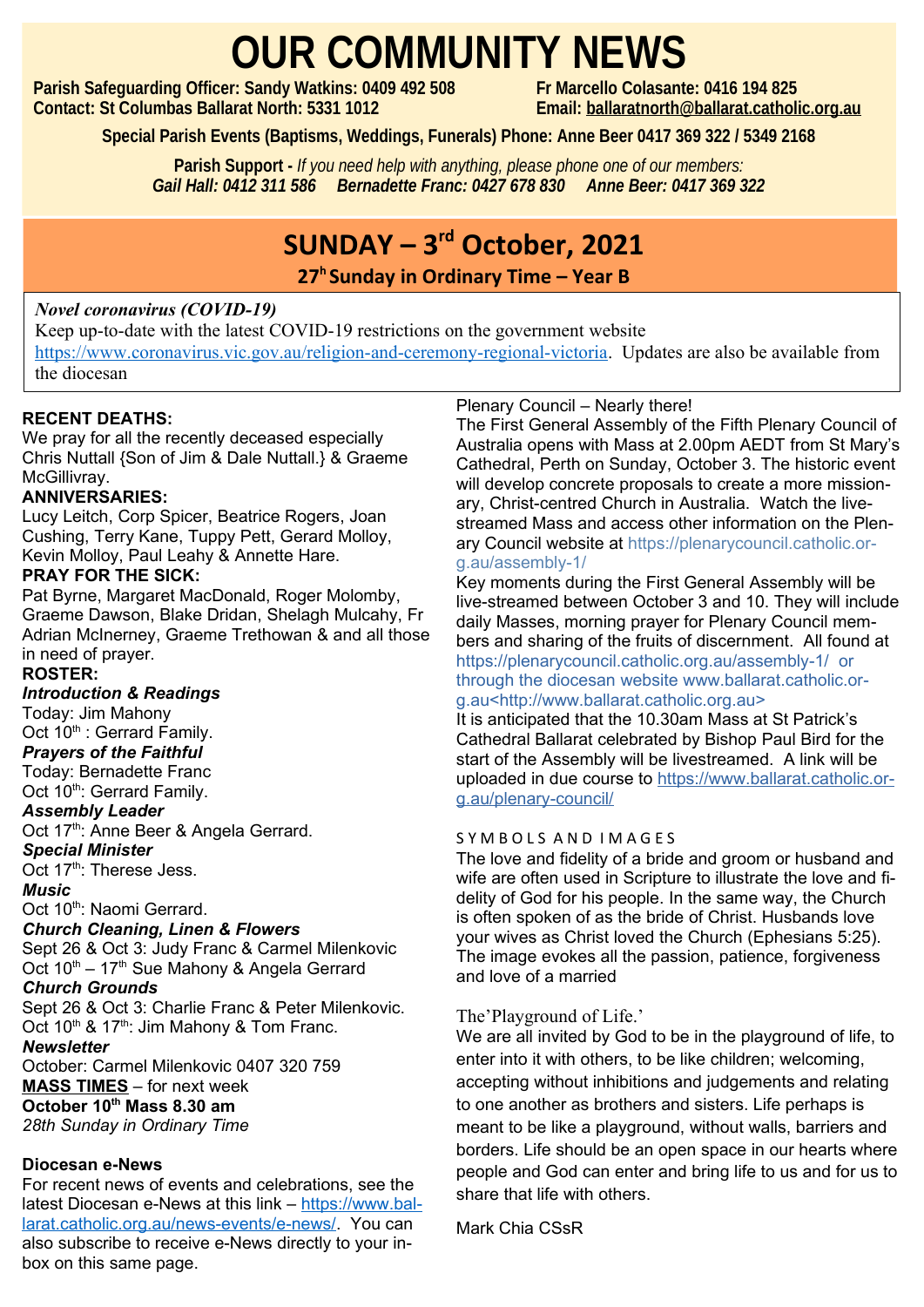# OUR COMMUNITY NEWS

**Parish Safeguarding Officer: Sandy Watkins: 0409 492 508**
**Contact: St Columbas Ballarat North: 5331 1012**

**Fr Marcello Colasante: 0416 194 825**
**Email: ballaratnorth@ballarat.catholic.org.au**

**Special Parish Events (Baptisms, Weddings, Funerals) Phone: Anne Beer 0417 369 322 / 5349 2168**

**Parish Support -** *If you need help with anything, please phone one of our members:*
***Gail Hall: 0412 311 586 Bernadette Franc: 0427 678 830 Anne Beer: 0417 369 322***

## SUNDAY – 3rd October, 2021

### 27h Sunday in Ordinary Time – Year B

*Novel coronavirus (COVID-19)*
Keep up-to-date with the latest COVID-19 restrictions on the government website https://www.coronavirus.vic.gov.au/religion-and-ceremony-regional-victoria. Updates are also be available from the diocesan

**RECENT DEATHS:**
We pray for all the recently deceased especially Chris Nuttall {Son of Jim & Dale Nuttall.} & Graeme McGillivray.

**ANNIVERSARIES:**
Lucy Leitch, Corp Spicer, Beatrice Rogers, Joan Cushing, Terry Kane, Tuppy Pett, Gerard Molloy, Kevin Molloy, Paul Leahy & Annette Hare.

**PRAY FOR THE SICK:**
Pat Byrne, Margaret MacDonald, Roger Molomby, Graeme Dawson, Blake Dridan, Shelagh Mulcahy, Fr Adrian McInerney, Graeme Trethowan & and all those in need of prayer.

**ROSTER:**

***Introduction & Readings***
Today: Jim Mahony
Oct 10th : Gerrard Family.

***Prayers of the Faithful***
Today: Bernadette Franc
Oct 10th: Gerrard Family.

***Assembly Leader***
Oct 17th: Anne Beer & Angela Gerrard.

***Special Minister***
Oct 17th: Therese Jess.

***Music***
Oct 10th: Naomi Gerrard.

***Church Cleaning, Linen & Flowers***
Sept 26 & Oct 3: Judy Franc & Carmel Milenkovic
Oct 10th – 17th Sue Mahony & Angela Gerrard

***Church Grounds***
Sept 26 & Oct 3: Charlie Franc & Peter Milenkovic.
Oct 10th & 17th: Jim Mahony & Tom Franc.

***Newsletter***
October: Carmel Milenkovic 0407 320 759

**MASS TIMES** – for next week
**October 10th Mass 8.30 am**
*28th Sunday in Ordinary Time*

**Diocesan e-News**
For recent news of events and celebrations, see the latest Diocesan e-News at this link – https://www.ballarat.catholic.org.au/news-events/e-news/. You can also subscribe to receive e-News directly to your inbox on this same page.

Plenary Council – Nearly there!
The First General Assembly of the Fifth Plenary Council of Australia opens with Mass at 2.00pm AEDT from St Mary's Cathedral, Perth on Sunday, October 3. The historic event will develop concrete proposals to create a more missionary, Christ-centred Church in Australia. Watch the live-streamed Mass and access other information on the Plenary Council website at https://plenarycouncil.catholic.org.au/assembly-1/

Key moments during the First General Assembly will be live-streamed between October 3 and 10. They will include daily Masses, morning prayer for Plenary Council members and sharing of the fruits of discernment. All found at https://plenarycouncil.catholic.org.au/assembly-1/ or through the diocesan website www.ballarat.catholic.org.au<http://www.ballarat.catholic.org.au>

It is anticipated that the 10.30am Mass at St Patrick's Cathedral Ballarat celebrated by Bishop Paul Bird for the start of the Assembly will be livestreamed. A link will be uploaded in due course to https://www.ballarat.catholic.org.au/plenary-council/

SYMBOLS AND IMAGES
The love and fidelity of a bride and groom or husband and wife are often used in Scripture to illustrate the love and fidelity of God for his people. In the same way, the Church is often spoken of as the bride of Christ. Husbands love your wives as Christ loved the Church (Ephesians 5:25). The image evokes all the passion, patience, forgiveness and love of a married

The'Playground of Life.'
We are all invited by God to be in the playground of life, to enter into it with others, to be like children; welcoming, accepting without inhibitions and judgements and relating to one another as brothers and sisters. Life perhaps is meant to be like a playground, without walls, barriers and borders. Life should be an open space in our hearts where people and God can enter and bring life to us and for us to share that life with others.

Mark Chia CSsR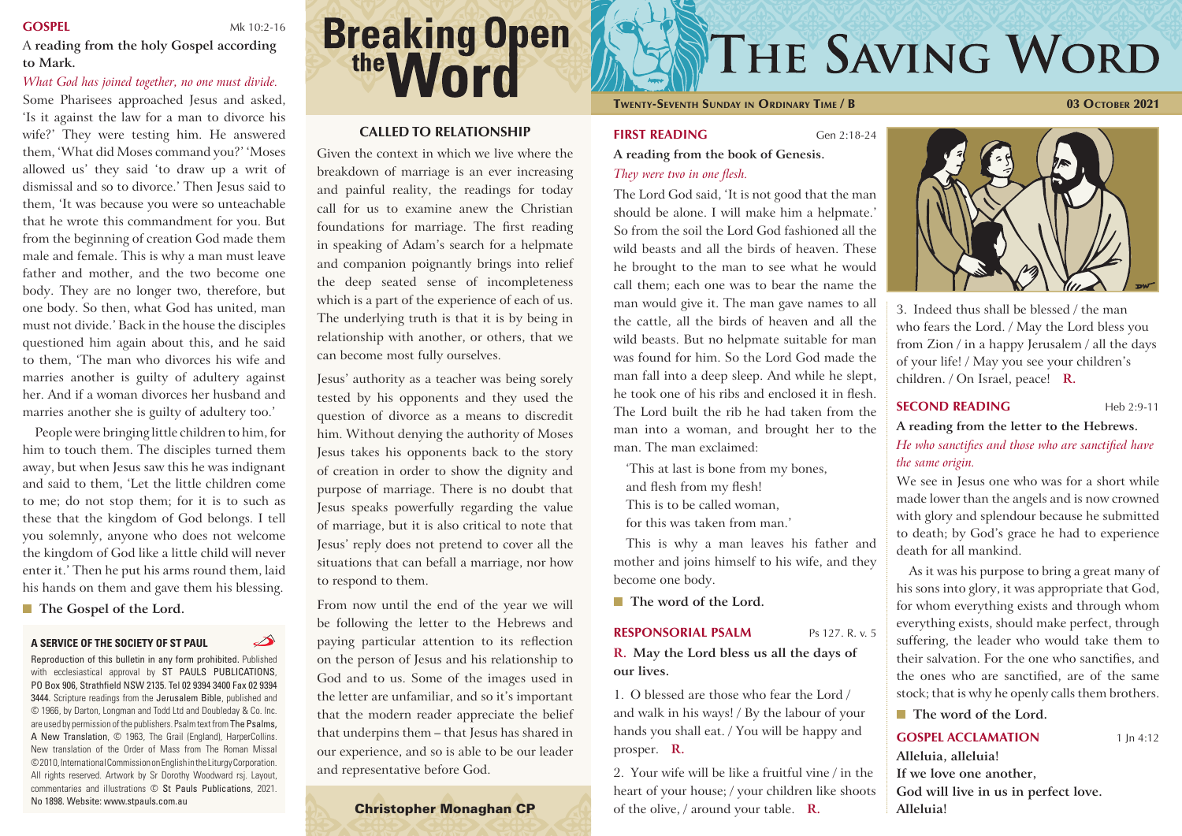## GOSPEL

Mk 10:2-16

**A reading from the holy Gospel according to Mark.**

*What God has joined together, no one must divide.*

Some Pharisees approached Jesus and asked, 'Is it against the law for a man to divorce his wife?' They were testing him. He answered them, 'What did Moses command you?' 'Moses allowed us' they said 'to draw up a writ of dismissal and so to divorce.' Then Jesus said to them, 'It was because you were so unteachable that he wrote this commandment for you. But from the beginning of creation God made them male and female. This is why a man must leave father and mother, and the two become one body. They are no longer two, therefore, but one body. So then, what God has united, man must not divide.' Back in the house the disciples questioned him again about this, and he said to them, 'The man who divorces his wife and marries another is guilty of adultery against her. And if a woman divorces her husband and marries another she is guilty of adultery too.'

People were bringing little children to him, for him to touch them. The disciples turned them away, but when Jesus saw this he was indignant and said to them, 'Let the little children come to me; do not stop them; for it is to such as these that the kingdom of God belongs. I tell you solemnly, anyone who does not welcome the kingdom of God like a little child will never enter it.' Then he put his arms round them, laid his hands on them and gave them his blessing.

**The Gospel of the Lord.**

**A SERVICE OF THE SOCIETY OF ST PAUL**

Reproduction of this bulletin in any form prohibited. Published with ecclesiastical approval by ST PAULS PUBLICATIONS, PO Box 906, Strathfield NSW 2135. Tel 02 9394 3400 Fax 02 9394 3444. Scripture readings from the Jerusalem Bible, published and © 1966, by Darton, Longman and Todd Ltd and Doubleday & Co. Inc. are used by permission of the publishers. Psalm text from The Psalms, A New Translation, © 1963, The Grail (England), HarperCollins. New translation of the Order of Mass from The Roman Missal ©2010, International Commission on English in the Liturgy Corporation. All rights reserved. Artwork by Sr Dorothy Woodward rsj. Layout, commentaries and illustrations © St Pauls Publications, 2021. No 1898. Website: www.stpauls.com.au

# Breaking Open the Word

## CALLED TO RELATIONSHIP

Given the context in which we live where the breakdown of marriage is an ever increasing and painful reality, the readings for today call for us to examine anew the Christian foundations for marriage. The first reading in speaking of Adam's search for a helpmate and companion poignantly brings into relief the deep seated sense of incompleteness which is a part of the experience of each of us. The underlying truth is that it is by being in relationship with another, or others, that we can become most fully ourselves.

Jesus' authority as a teacher was being sorely tested by his opponents and they used the question of divorce as a means to discredit him. Without denying the authority of Moses Jesus takes his opponents back to the story of creation in order to show the dignity and purpose of marriage. There is no doubt that Jesus speaks powerfully regarding the value of marriage, but it is also critical to note that Jesus' reply does not pretend to cover all the situations that can befall a marriage, nor how to respond to them.

From now until the end of the year we will be following the letter to the Hebrews and paying particular attention to its reflection on the person of Jesus and his relationship to God and to us. Some of the images used in the letter are unfamiliar, and so it's important that the modern reader appreciate the belief that underpins them – that Jesus has shared in our experience, and so is able to be our leader and representative before God.

**Christopher Monaghan CP**

# The Saving Word

**Twenty-Seventh Sunday in Ordinary Time / B** — **03 October 2021**

## FIRST READING

Gen 2:18-24

**A reading from the book of Genesis.**

*They were two in one flesh.*

The Lord God said, 'It is not good that the man should be alone. I will make him a helpmate.' So from the soil the Lord God fashioned all the wild beasts and all the birds of heaven. These he brought to the man to see what he would call them; each one was to bear the name the man would give it. The man gave names to all the cattle, all the birds of heaven and all the wild beasts. But no helpmate suitable for man was found for him. So the Lord God made the man fall into a deep sleep. And while he slept, he took one of his ribs and enclosed it in flesh. The Lord built the rib he had taken from the man into a woman, and brought her to the man. The man exclaimed:

'This at last is bone from my bones,
and flesh from my flesh!
This is to be called woman,
for this was taken from man.'

This is why a man leaves his father and mother and joins himself to his wife, and they become one body.

**The word of the Lord.**

## RESPONSORIAL PSALM

Ps 127. R. v. 5

**R. May the Lord bless us all the days of our lives.**

1. O blessed are those who fear the Lord / and walk in his ways! / By the labour of your hands you shall eat. / You will be happy and prosper. **R.**

2. Your wife will be like a fruitful vine / in the heart of your house; / your children like shoots of the olive, / around your table. **R.**

3. Indeed thus shall be blessed / the man who fears the Lord. / May the Lord bless you from Zion / in a happy Jerusalem / all the days of your life! / May you see your children's children. / On Israel, peace! **R.**

## SECOND READING

Heb 2:9-11

**A reading from the letter to the Hebrews.**

*He who sanctifies and those who are sanctified have the same origin.*

We see in Jesus one who was for a short while made lower than the angels and is now crowned with glory and splendour because he submitted to death; by God's grace he had to experience death for all mankind.

As it was his purpose to bring a great many of his sons into glory, it was appropriate that God, for whom everything exists and through whom everything exists, should make perfect, through suffering, the leader who would take them to their salvation. For the one who sanctifies, and the ones who are sanctified, are of the same stock; that is why he openly calls them brothers.

**The word of the Lord.**

## GOSPEL ACCLAMATION

1 Jn 4:12

**Alleluia, alleluia!**
**If we love one another,**
**God will live in us in perfect love.**
**Alleluia!**